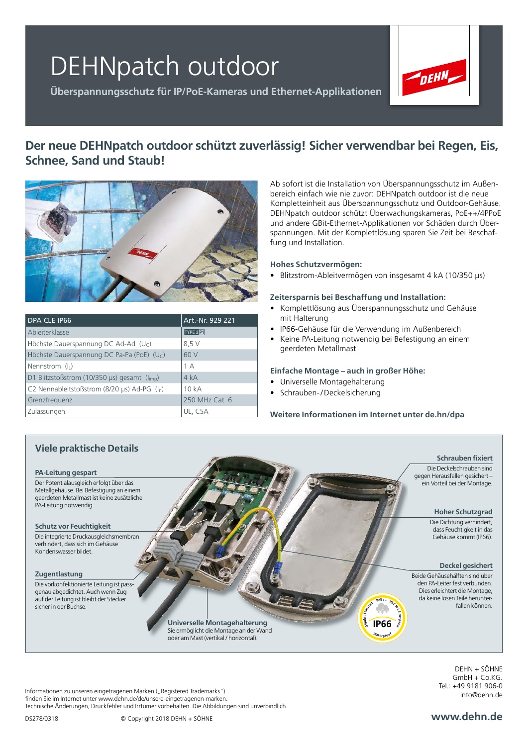# DEHNpatch outdoor

**Überspannungsschutz für IP/PoE-Kameras und Ethernet-Applikationen**

## Der neue DEHNpatch outdoor schützt zuverlässig! Sicher verwendbar bei Regen, Eis, Schnee, Sand und Staub!

| DPA CLE IP66 | Art.-Nr. 929 221 |
|---|---|
| Ableiterklasse | TYPE 2 P1 |
| Höchste Dauerspannung DC Ad-Ad ($U_C$) | 8,5 V |
| Höchste Dauerspannung DC Pa-Pa (PoE) ($U_C$) | 60 V |
| Nennstrom ($I_L$) | 1 A |
| D1 Blitzstoßstrom (10/350 µs) gesamt ($I_{imp}$) | 4 kA |
| C2 Nennableitstoßstrom (8/20 µs) Ad-PG ($I_n$) | 10 kA |
| Grenzfrequenz | 250 MHz Cat. 6 |
| Zulassungen | UL, CSA |

Ab sofort ist die Installation von Überspannungsschutz im Außenbereich einfach wie nie zuvor: DEHNpatch outdoor ist die neue Komplettеinheit aus Überspannungsschutz und Outdoor-Gehäuse. DEHNpatch outdoor schützt Überwachungskameras, PoE++/4PPoE und andere GBit-Ethernet-Applikationen vor Schäden durch Überspannungen. Mit der Komplettlösung sparen Sie Zeit bei Beschaffung und Installation.

### Hohes Schutzvermögen:

- Blitzstrom-Ableitvermögen von insgesamt 4 kA (10/350 µs)

### Zeitersparnis bei Beschaffung und Installation:

- Komplettlösung aus Überspannungsschutz und Gehäuse mit Halterung
- IP66-Gehäuse für die Verwendung im Außenbereich
- Keine PA-Leitung notwendig bei Befestigung an einem geerdeten Metallmast

### Einfache Montage – auch in großer Höhe:

- Universelle Montagehalterung
- Schrauben-/Deckelsicherung

**Weitere Informationen im Internet unter de.hn/dpa**

## Viele praktische Details

**PA-Leitung gespart**
Der Potentialausgleich erfolgt über das Metallgehäuse. Bei Befestigung an einem geerdeten Metallmast ist keine zusätzliche PA-Leitung notwendig.

**Schutz vor Feuchtigkeit**
Die integrierte Druckausgleichsmembran verhindert, dass sich im Gehäuse Kondenswasser bildet.

**Zugentlastung**
Die vorkonfektionierte Leitung ist passgenau abgedichtet. Auch wenn Zug auf der Leitung ist bleibt der Stecker sicher in der Buchse.

**Universelle Montagehalterung**
Sie ermöglicht die Montage an der Wand oder am Mast (vertikal / horizontal).

**Schrauben fixiert**
Die Deckelschrauben sind gegen Herausfallen gesichert – ein Vorteil bei der Montage.

**Hoher Schutzgrad**
Die Dichtung verhindert, dass Feuchtigkeit in das Gehäuse kommt (IP66).

**Deckel gesichert**
Beide Gehäusehälften sind über den PA-Leiter fest verbunden. Dies erleichtert die Montage, da keine losen Teile herunterfallen können.

Gigabit Ethernet · PoE++ · IEEE 802.3 compliant · IP66 · Waterproof

Informationen zu unseren eingetragenen Marken („Registered Trademarks“) finden Sie im Internet unter www.dehn.de/de/unsere-eingetragenen-marken.
Technische Änderungen, Druckfehler und Irrtümer vorbehalten. Die Abbildungen sind unverbindlich.

DS278/0318 © Copyright 2018 DEHN + SÖHNE

DEHN + SÖHNE
GmbH + Co.KG.
Tel.: +49 9181 906-0
info@dehn.de

**www.dehn.de**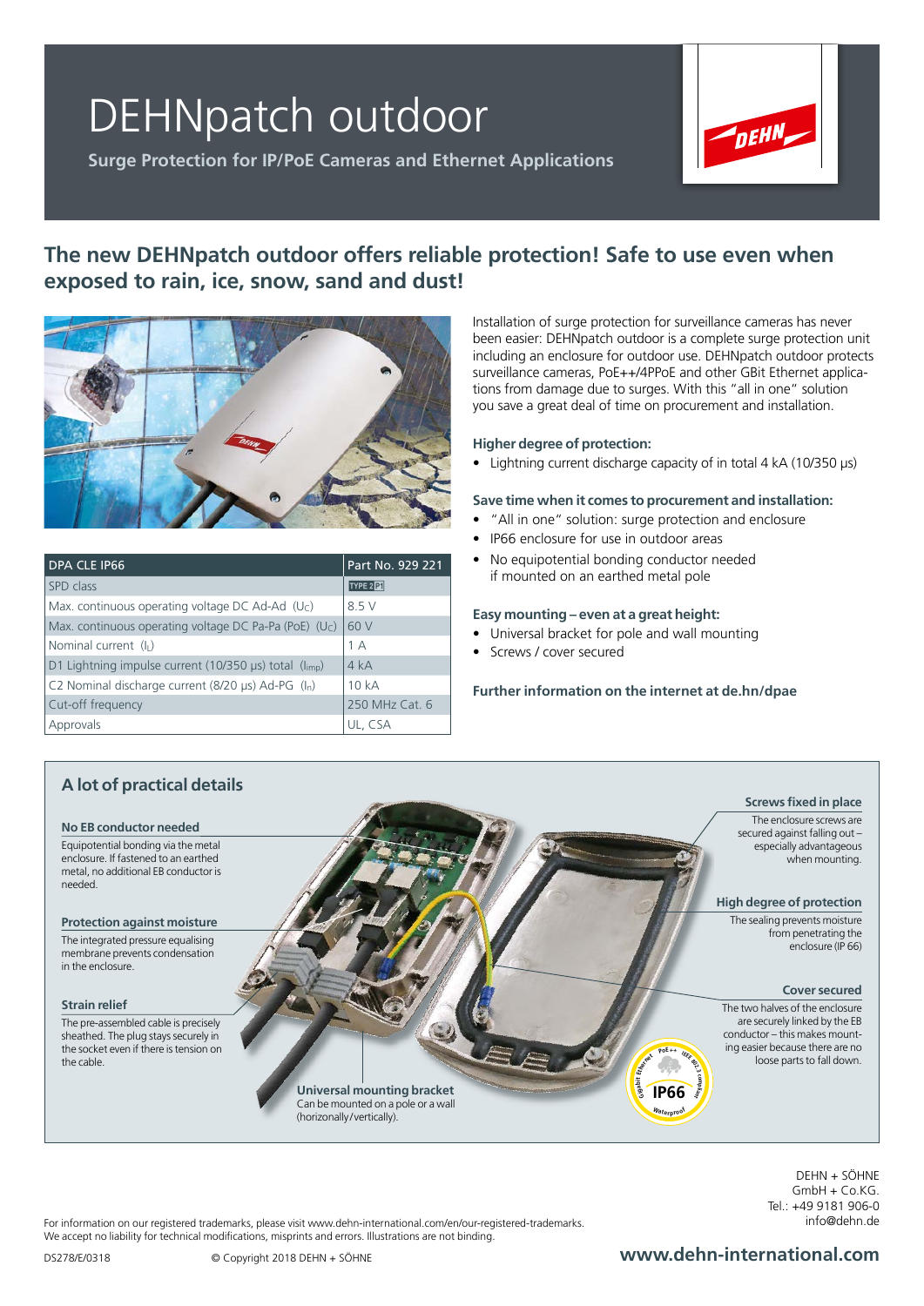# DEHNpatch outdoor

**Surge Protection for IP/PoE Cameras and Ethernet Applications**

## The new DEHNpatch outdoor offers reliable protection! Safe to use even when exposed to rain, ice, snow, sand and dust!

| DPA CLE IP66 | Part No. 929 221 |
|---|---|
| SPD class | TYPE 2 P1 |
| Max. continuous operating voltage DC Ad-Ad ($U_C$) | 8.5 V |
| Max. continuous operating voltage DC Pa-Pa (PoE) ($U_C$) | 60 V |
| Nominal current ($I_L$) | 1 A |
| D1 Lightning impulse current (10/350 µs) total ($I_{imp}$) | 4 kA |
| C2 Nominal discharge current (8/20 µs) Ad-PG ($I_n$) | 10 kA |
| Cut-off frequency | 250 MHz Cat. 6 |
| Approvals | UL, CSA |

Installation of surge protection for surveillance cameras has never been easier: DEHNpatch outdoor is a complete surge protection unit including an enclosure for outdoor use. DEHNpatch outdoor protects surveillance cameras, PoE++/4PPoE and other GBit Ethernet applications from damage due to surges. With this "all in one" solution you save a great deal of time on procurement and installation.

**Higher degree of protection:**

- Lightning current discharge capacity of in total 4 kA (10/350 µs)

**Save time when it comes to procurement and installation:**

- "All in one" solution: surge protection and enclosure
- IP66 enclosure for use in outdoor areas
- No equipotential bonding conductor needed if mounted on an earthed metal pole

**Easy mounting – even at a great height:**

- Universal bracket for pole and wall mounting
- Screws / cover secured

**Further information on the internet at de.hn/dpae**

## A lot of practical details

**No EB conductor needed**
Equipotential bonding via the metal enclosure. If fastened to an earthed metal, no additional EB conductor is needed.

**Protection against moisture**
The integrated pressure equalising membrane prevents condensation in the enclosure.

**Strain relief**
The pre-assembled cable is precisely sheathed. The plug stays securely in the socket even if there is tension on the cable.

**Universal mounting bracket**
Can be mounted on a pole or a wall (horizontally/vertically).

**Screws fixed in place**
The enclosure screws are secured against falling out – especially advantageous when mounting.

**High degree of protection**
The sealing prevents moisture from penetrating the enclosure (IP 66)

**Cover secured**
The two halves of the enclosure are securely linked by the EB conductor – this makes mounting easier because there are no loose parts to fall down.

DEHN + SÖHNE
GmbH + Co.KG.
Tel.: +49 9181 906-0
info@dehn.de

For information on our registered trademarks, please visit www.dehn-international.com/en/our-registered-trademarks.
We accept no liability for technical modifications, misprints and errors. Illustrations are not binding.

DS278/E/0318 © Copyright 2018 DEHN + SÖHNE

**www.dehn-international.com**